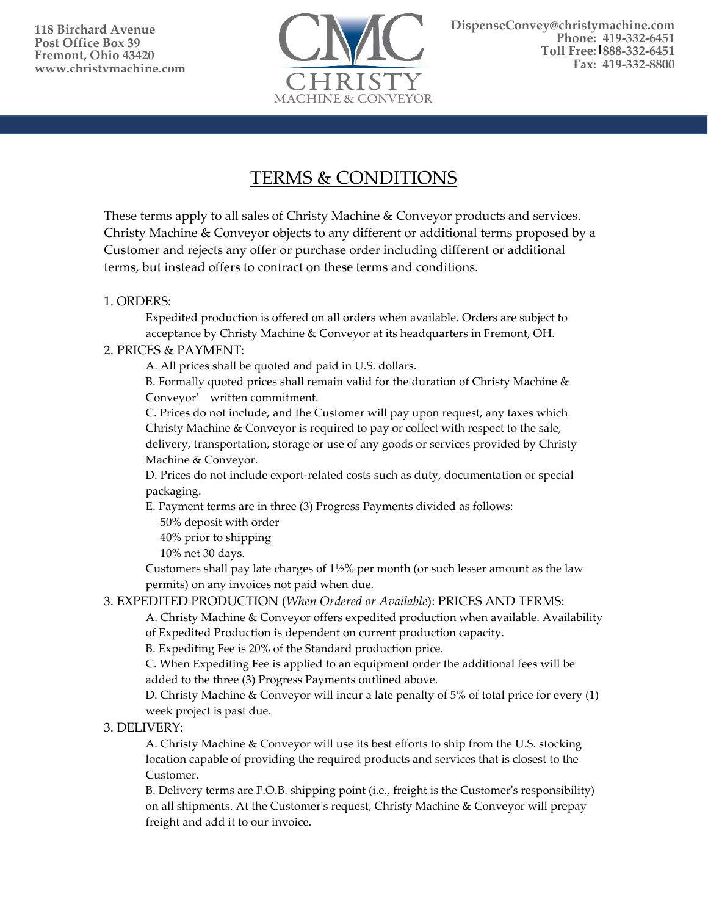118 Birchard Avenue
Post Office Box 39
Fremont, Ohio 43420
www.christymachine.com

CMC
CHRISTY
MACHINE & CONVEYOR

DispenseConvey@christymachine.com
Phone: 419-332-6451
Toll Free: 1888-332-6451
Fax: 419-332-8800

# TERMS & CONDITIONS

These terms apply to all sales of Christy Machine & Conveyor products and services. Christy Machine & Conveyor objects to any different or additional terms proposed by a Customer and rejects any offer or purchase order including different or additional terms, but instead offers to contract on these terms and conditions.

1. ORDERS:

Expedited production is offered on all orders when available. Orders are subject to acceptance by Christy Machine & Conveyor at its headquarters in Fremont, OH.

2. PRICES & PAYMENT:

A. All prices shall be quoted and paid in U.S. dollars.

B. Formally quoted prices shall remain valid for the duration of Christy Machine & Conveyor' written commitment.

C. Prices do not include, and the Customer will pay upon request, any taxes which Christy Machine & Conveyor is required to pay or collect with respect to the sale, delivery, transportation, storage or use of any goods or services provided by Christy Machine & Conveyor.

D. Prices do not include export-related costs such as duty, documentation or special packaging.

E. Payment terms are in three (3) Progress Payments divided as follows:
50% deposit with order
40% prior to shipping
10% net 30 days.

Customers shall pay late charges of 1½% per month (or such lesser amount as the law permits) on any invoices not paid when due.

3. EXPEDITED PRODUCTION (*When Ordered or Available*): PRICES AND TERMS:

A. Christy Machine & Conveyor offers expedited production when available. Availability of Expedited Production is dependent on current production capacity.

B. Expediting Fee is 20% of the Standard production price.

C. When Expediting Fee is applied to an equipment order the additional fees will be added to the three (3) Progress Payments outlined above.

D. Christy Machine & Conveyor will incur a late penalty of 5% of total price for every (1) week project is past due.

3. DELIVERY:

A. Christy Machine & Conveyor will use its best efforts to ship from the U.S. stocking location capable of providing the required products and services that is closest to the Customer.

B. Delivery terms are F.O.B. shipping point (i.e., freight is the Customer's responsibility) on all shipments. At the Customer's request, Christy Machine & Conveyor will prepay freight and add it to our invoice.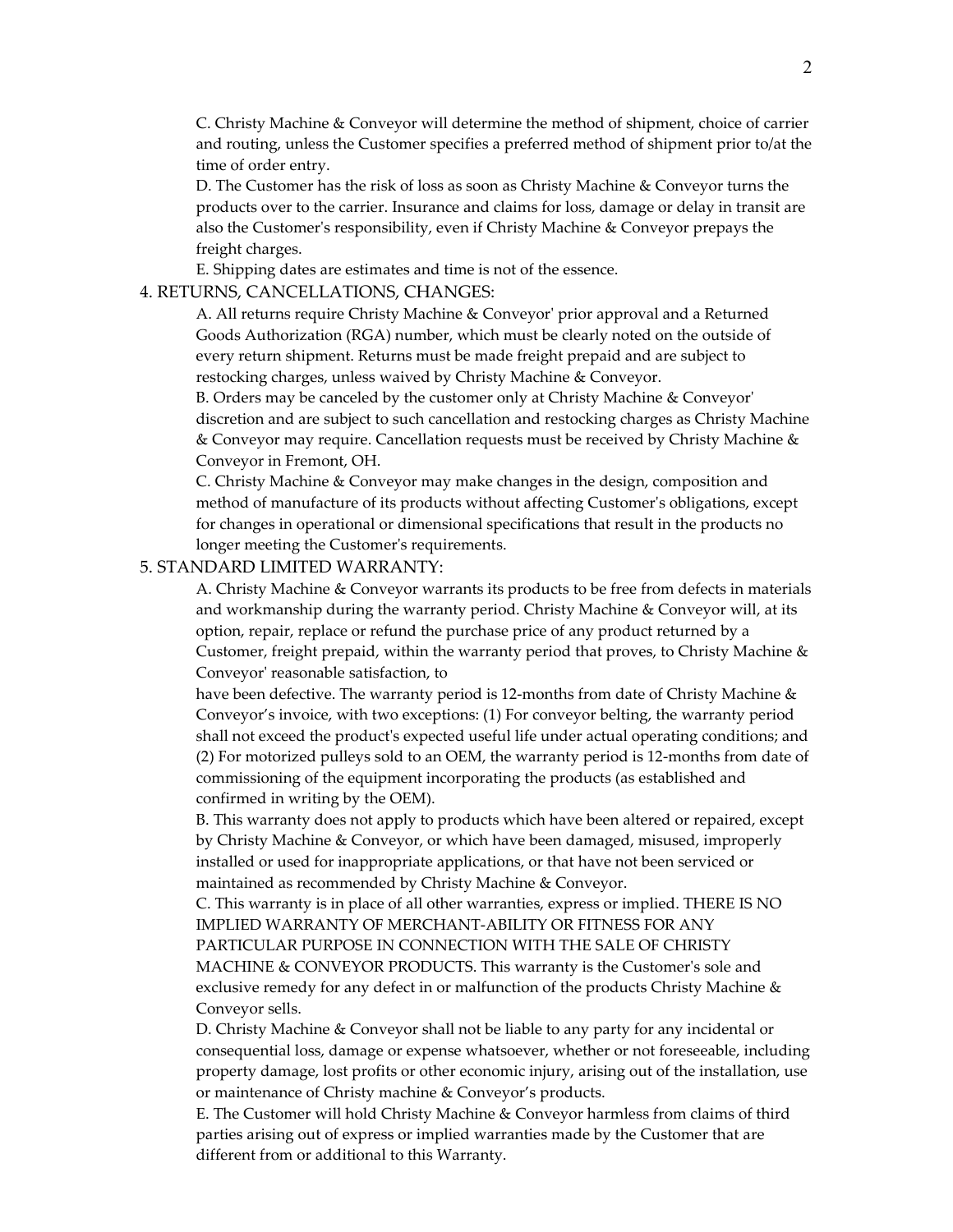C. Christy Machine & Conveyor will determine the method of shipment, choice of carrier and routing, unless the Customer specifies a preferred method of shipment prior to/at the time of order entry.

D. The Customer has the risk of loss as soon as Christy Machine & Conveyor turns the products over to the carrier. Insurance and claims for loss, damage or delay in transit are also the Customer's responsibility, even if Christy Machine & Conveyor prepays the freight charges.

E. Shipping dates are estimates and time is not of the essence.

4. RETURNS, CANCELLATIONS, CHANGES:

A. All returns require Christy Machine & Conveyor' prior approval and a Returned Goods Authorization (RGA) number, which must be clearly noted on the outside of every return shipment. Returns must be made freight prepaid and are subject to restocking charges, unless waived by Christy Machine & Conveyor.

B. Orders may be canceled by the customer only at Christy Machine & Conveyor' discretion and are subject to such cancellation and restocking charges as Christy Machine & Conveyor may require. Cancellation requests must be received by Christy Machine & Conveyor in Fremont, OH.

C. Christy Machine & Conveyor may make changes in the design, composition and method of manufacture of its products without affecting Customer's obligations, except for changes in operational or dimensional specifications that result in the products no longer meeting the Customer's requirements.

5. STANDARD LIMITED WARRANTY:

A. Christy Machine & Conveyor warrants its products to be free from defects in materials and workmanship during the warranty period. Christy Machine & Conveyor will, at its option, repair, replace or refund the purchase price of any product returned by a Customer, freight prepaid, within the warranty period that proves, to Christy Machine & Conveyor' reasonable satisfaction, to have been defective. The warranty period is 12-months from date of Christy Machine & Conveyor's invoice, with two exceptions: (1) For conveyor belting, the warranty period shall not exceed the product's expected useful life under actual operating conditions; and (2) For motorized pulleys sold to an OEM, the warranty period is 12-months from date of commissioning of the equipment incorporating the products (as established and confirmed in writing by the OEM).

B. This warranty does not apply to products which have been altered or repaired, except by Christy Machine & Conveyor, or which have been damaged, misused, improperly installed or used for inappropriate applications, or that have not been serviced or maintained as recommended by Christy Machine & Conveyor.

C. This warranty is in place of all other warranties, express or implied. THERE IS NO IMPLIED WARRANTY OF MERCHANT-ABILITY OR FITNESS FOR ANY PARTICULAR PURPOSE IN CONNECTION WITH THE SALE OF CHRISTY MACHINE & CONVEYOR PRODUCTS. This warranty is the Customer's sole and exclusive remedy for any defect in or malfunction of the products Christy Machine & Conveyor sells.

D. Christy Machine & Conveyor shall not be liable to any party for any incidental or consequential loss, damage or expense whatsoever, whether or not foreseeable, including property damage, lost profits or other economic injury, arising out of the installation, use or maintenance of Christy machine & Conveyor's products.

E. The Customer will hold Christy Machine & Conveyor harmless from claims of third parties arising out of express or implied warranties made by the Customer that are different from or additional to this Warranty.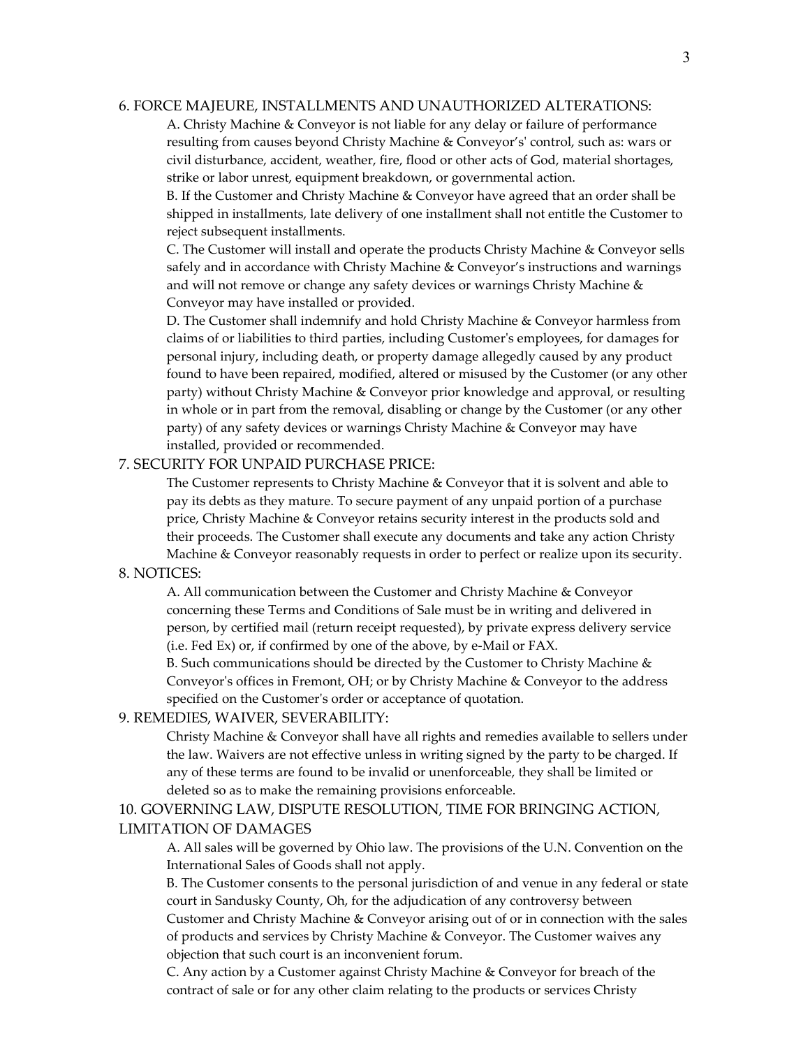6. FORCE MAJEURE, INSTALLMENTS AND UNAUTHORIZED ALTERATIONS:

A. Christy Machine & Conveyor is not liable for any delay or failure of performance resulting from causes beyond Christy Machine & Conveyor's' control, such as: wars or civil disturbance, accident, weather, fire, flood or other acts of God, material shortages, strike or labor unrest, equipment breakdown, or governmental action.

B. If the Customer and Christy Machine & Conveyor have agreed that an order shall be shipped in installments, late delivery of one installment shall not entitle the Customer to reject subsequent installments.

C. The Customer will install and operate the products Christy Machine & Conveyor sells safely and in accordance with Christy Machine & Conveyor's instructions and warnings and will not remove or change any safety devices or warnings Christy Machine & Conveyor may have installed or provided.

D. The Customer shall indemnify and hold Christy Machine & Conveyor harmless from claims of or liabilities to third parties, including Customer's employees, for damages for personal injury, including death, or property damage allegedly caused by any product found to have been repaired, modified, altered or misused by the Customer (or any other party) without Christy Machine & Conveyor prior knowledge and approval, or resulting in whole or in part from the removal, disabling or change by the Customer (or any other party) of any safety devices or warnings Christy Machine & Conveyor may have installed, provided or recommended.

7. SECURITY FOR UNPAID PURCHASE PRICE:

The Customer represents to Christy Machine & Conveyor that it is solvent and able to pay its debts as they mature. To secure payment of any unpaid portion of a purchase price, Christy Machine & Conveyor retains security interest in the products sold and their proceeds. The Customer shall execute any documents and take any action Christy Machine & Conveyor reasonably requests in order to perfect or realize upon its security.

8. NOTICES:

A. All communication between the Customer and Christy Machine & Conveyor concerning these Terms and Conditions of Sale must be in writing and delivered in person, by certified mail (return receipt requested), by private express delivery service (i.e. Fed Ex) or, if confirmed by one of the above, by e-Mail or FAX.

B. Such communications should be directed by the Customer to Christy Machine & Conveyor's offices in Fremont, OH; or by Christy Machine & Conveyor to the address specified on the Customer's order or acceptance of quotation.

9. REMEDIES, WAIVER, SEVERABILITY:

Christy Machine & Conveyor shall have all rights and remedies available to sellers under the law. Waivers are not effective unless in writing signed by the party to be charged. If any of these terms are found to be invalid or unenforceable, they shall be limited or deleted so as to make the remaining provisions enforceable.

10. GOVERNING LAW, DISPUTE RESOLUTION, TIME FOR BRINGING ACTION, LIMITATION OF DAMAGES

A. All sales will be governed by Ohio law. The provisions of the U.N. Convention on the International Sales of Goods shall not apply.

B. The Customer consents to the personal jurisdiction of and venue in any federal or state court in Sandusky County, Oh, for the adjudication of any controversy between Customer and Christy Machine & Conveyor arising out of or in connection with the sales of products and services by Christy Machine & Conveyor. The Customer waives any objection that such court is an inconvenient forum.

C. Any action by a Customer against Christy Machine & Conveyor for breach of the contract of sale or for any other claim relating to the products or services Christy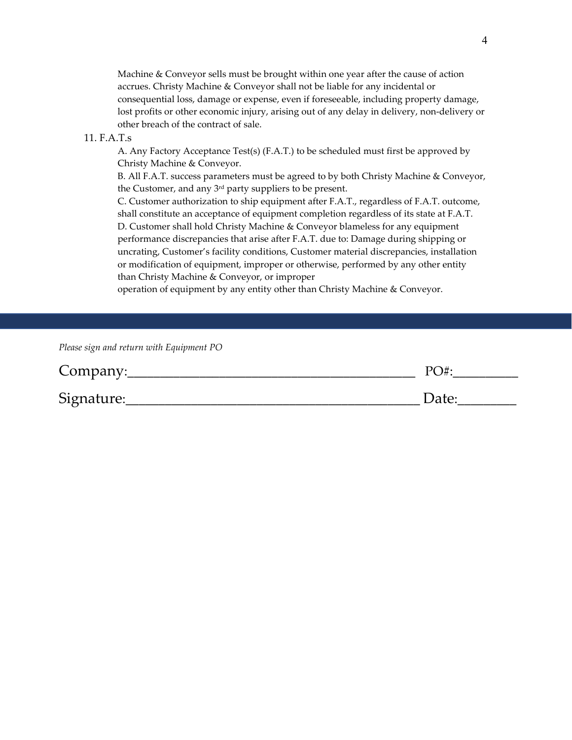Machine & Conveyor sells must be brought within one year after the cause of action accrues. Christy Machine & Conveyor shall not be liable for any incidental or consequential loss, damage or expense, even if foreseeable, including property damage, lost profits or other economic injury, arising out of any delay in delivery, non-delivery or other breach of the contract of sale.

11. F.A.T.s

A. Any Factory Acceptance Test(s) (F.A.T.) to be scheduled must first be approved by Christy Machine & Conveyor.

B. All F.A.T. success parameters must be agreed to by both Christy Machine & Conveyor, the Customer, and any 3rd party suppliers to be present.

C. Customer authorization to ship equipment after F.A.T., regardless of F.A.T. outcome, shall constitute an acceptance of equipment completion regardless of its state at F.A.T.

D. Customer shall hold Christy Machine & Conveyor blameless for any equipment performance discrepancies that arise after F.A.T. due to: Damage during shipping or uncrating, Customer's facility conditions, Customer material discrepancies, installation or modification of equipment, improper or otherwise, performed by any other entity than Christy Machine & Conveyor, or improper operation of equipment by any entity other than Christy Machine & Conveyor.

---

*Please sign and return with Equipment PO*

Company:\_\_\_\_\_\_\_\_\_\_\_\_\_\_\_\_\_\_\_\_\_\_\_\_\_\_\_\_\_\_\_\_\_\_\_\_\_\_\_\_ PO#:\_\_\_\_\_\_\_\_\_\_

Signature:\_\_\_\_\_\_\_\_\_\_\_\_\_\_\_\_\_\_\_\_\_\_\_\_\_\_\_\_\_\_\_\_\_\_\_\_\_\_\_\_ Date:\_\_\_\_\_\_\_\_\_